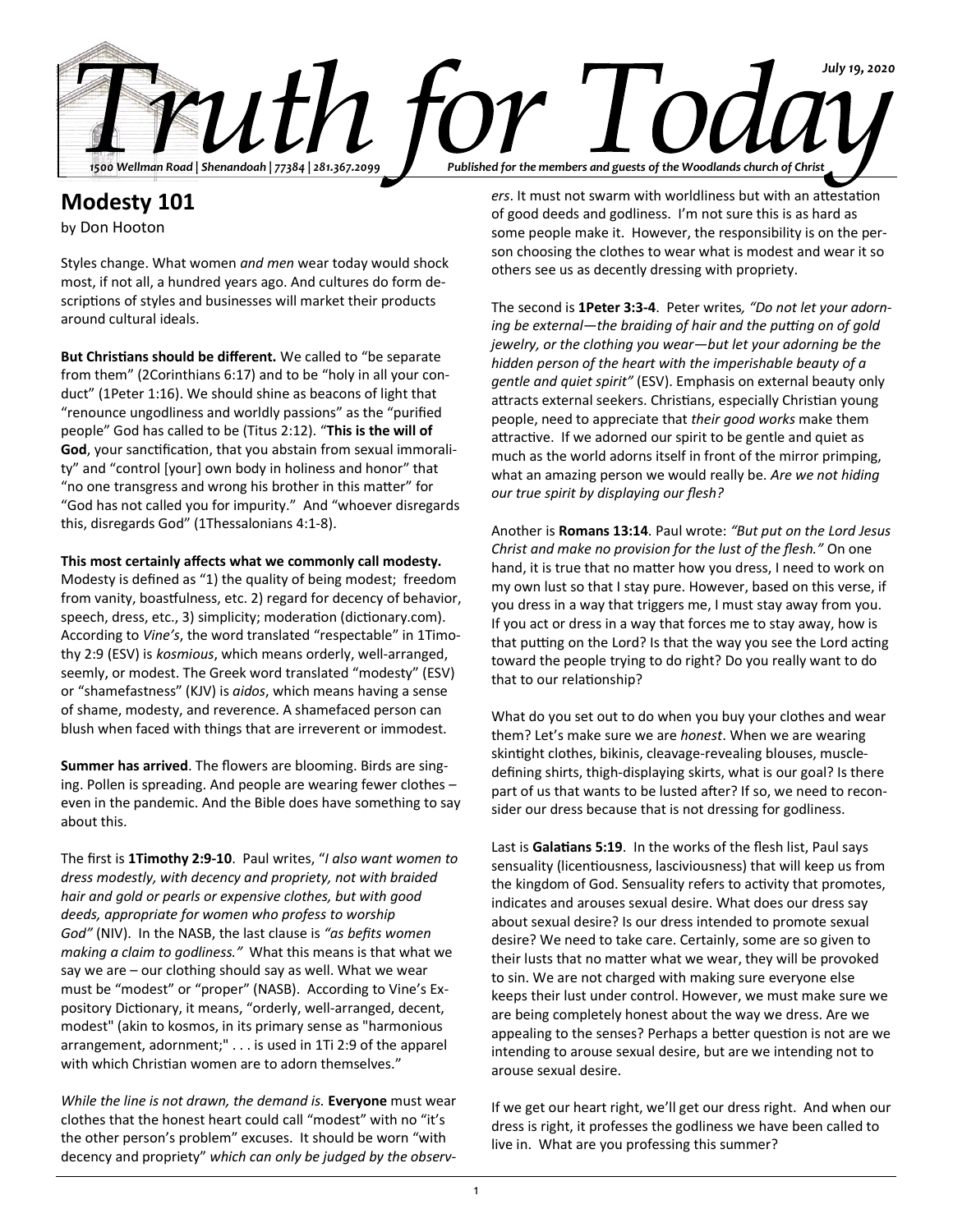# Truth for Today

July 19, 2020

1500 Wellman Road | Shenandoah | 77384 | 281.367.2099

Published for the members and guests of the Woodlands church of Christ

## Modesty 101

by Don Hooton

Styles change. What women *and men* wear today would shock most, if not all, a hundred years ago. And cultures do form descriptions of styles and businesses will market their products around cultural ideals.

**But Christians should be different.** We called to "be separate from them" (2Corinthians 6:17) and to be "holy in all your conduct" (1Peter 1:16). We should shine as beacons of light that "renounce ungodliness and worldly passions" as the "purified people" God has called to be (Titus 2:12). "**This is the will of God**, your sanctification, that you abstain from sexual immorality" and "control [your] own body in holiness and honor" that "no one transgress and wrong his brother in this matter" for "God has not called you for impurity." And "whoever disregards this, disregards God" (1Thessalonians 4:1-8).

**This most certainly affects what we commonly call modesty.** Modesty is defined as "1) the quality of being modest; freedom from vanity, boastfulness, etc. 2) regard for decency of behavior, speech, dress, etc., 3) simplicity; moderation (dictionary.com). According to *Vine's*, the word translated "respectable" in 1Timothy 2:9 (ESV) is *kosmious*, which means orderly, well-arranged, seemly, or modest. The Greek word translated "modesty" (ESV) or "shamefastness" (KJV) is *aidos*, which means having a sense of shame, modesty, and reverence. A shamefaced person can blush when faced with things that are irreverent or immodest.

**Summer has arrived**. The flowers are blooming. Birds are singing. Pollen is spreading. And people are wearing fewer clothes – even in the pandemic. And the Bible does have something to say about this.

The first is **1Timothy 2:9-10**. Paul writes, "*I also want women to dress modestly, with decency and propriety, not with braided hair and gold or pearls or expensive clothes, but with good deeds, appropriate for women who profess to worship God"* (NIV). In the NASB, the last clause is *"as befits women making a claim to godliness."* What this means is that what we say we are – our clothing should say as well. What we wear must be "modest" or "proper" (NASB). According to Vine's Expository Dictionary, it means, "orderly, well-arranged, decent, modest" (akin to kosmos, in its primary sense as "harmonious arrangement, adornment;" . . . is used in 1Ti 2:9 of the apparel with which Christian women are to adorn themselves."

*While the line is not drawn, the demand is.* **Everyone** must wear clothes that the honest heart could call "modest" with no "it's the other person's problem" excuses. It should be worn "with decency and propriety" *which can only be judged by the observers*. It must not swarm with worldliness but with an attestation of good deeds and godliness. I'm not sure this is as hard as some people make it. However, the responsibility is on the person choosing the clothes to wear what is modest and wear it so others see us as decently dressing with propriety.

The second is **1Peter 3:3-4**. Peter writes*, "Do not let your adorning be external—the braiding of hair and the putting on of gold jewelry, or the clothing you wear—but let your adorning be the hidden person of the heart with the imperishable beauty of a gentle and quiet spirit"* (ESV). Emphasis on external beauty only attracts external seekers. Christians, especially Christian young people, need to appreciate that *their good works* make them attractive. If we adorned our spirit to be gentle and quiet as much as the world adorns itself in front of the mirror primping, what an amazing person we would really be. *Are we not hiding our true spirit by displaying our flesh?*

Another is **Romans 13:14**. Paul wrote: *"But put on the Lord Jesus Christ and make no provision for the lust of the flesh."* On one hand, it is true that no matter how you dress, I need to work on my own lust so that I stay pure. However, based on this verse, if you dress in a way that triggers me, I must stay away from you. If you act or dress in a way that forces me to stay away, how is that putting on the Lord? Is that the way you see the Lord acting toward the people trying to do right? Do you really want to do that to our relationship?

What do you set out to do when you buy your clothes and wear them? Let's make sure we are *honest*. When we are wearing skintight clothes, bikinis, cleavage-revealing blouses, muscle-defining shirts, thigh-displaying skirts, what is our goal? Is there part of us that wants to be lusted after? If so, we need to reconsider our dress because that is not dressing for godliness.

Last is **Galatians 5:19**. In the works of the flesh list, Paul says sensuality (licentiousness, lasciviousness) that will keep us from the kingdom of God. Sensuality refers to activity that promotes, indicates and arouses sexual desire. What does our dress say about sexual desire? Is our dress intended to promote sexual desire? We need to take care. Certainly, some are so given to their lusts that no matter what we wear, they will be provoked to sin. We are not charged with making sure everyone else keeps their lust under control. However, we must make sure we are being completely honest about the way we dress. Are we appealing to the senses? Perhaps a better question is not are we intending to arouse sexual desire, but are we intending not to arouse sexual desire.

If we get our heart right, we'll get our dress right. And when our dress is right, it professes the godliness we have been called to live in. What are you professing this summer?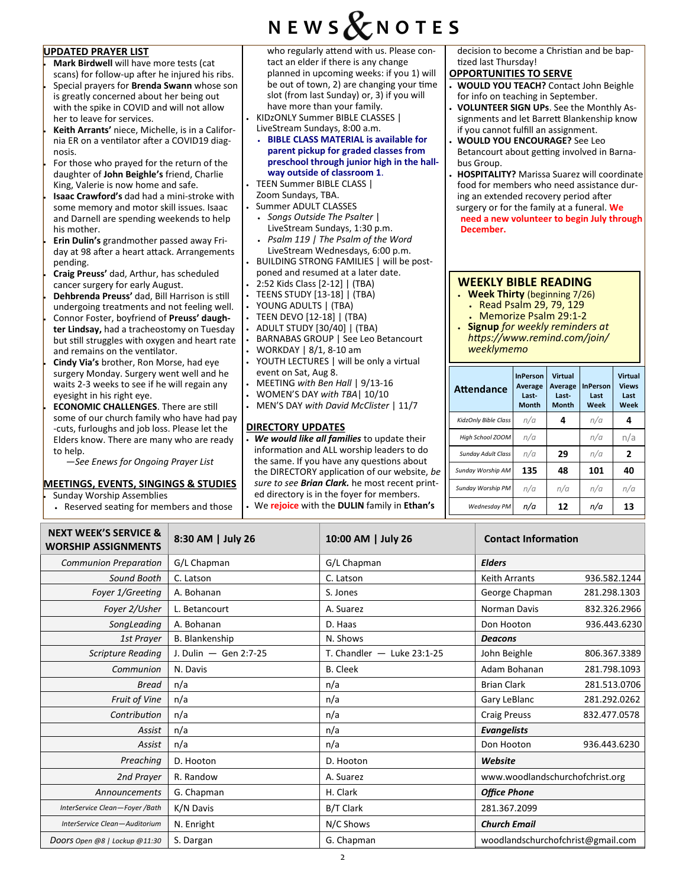# NEWS & NOTES

## UPDATED PRAYER LIST

- **Mark Birdwell** will have more tests (cat scans) for follow-up after he injured his ribs.
- Special prayers for **Brenda Swann** whose son is greatly concerned about her being out with the spike in COVID and will not allow her to leave for services.
- **Keith Arrants'** niece, Michelle, is in a California ER on a ventilator after a COVID19 diagnosis.
- For those who prayed for the return of the daughter of **John Beighle's** friend, Charlie King, Valerie is now home and safe.
- **Isaac Crawford's** dad had a mini-stroke with some memory and motor skill issues. Isaac and Darnell are spending weekends to help his mother.
- **Erin Dulin's** grandmother passed away Friday at 98 after a heart attack. Arrangements pending.
- **Craig Preuss'** dad, Arthur, has scheduled cancer surgery for early August.
- **Dehbrenda Preuss'** dad, Bill Harrison is still undergoing treatments and not feeling well.
- Connor Foster, boyfriend of **Preuss' daughter Lindsay,** had a tracheostomy on Tuesday but still struggles with oxygen and heart rate and remains on the ventilator.
- **Cindy Via's** brother, Ron Morse, had eye surgery Monday. Surgery went well and he waits 2-3 weeks to see if he will regain any eyesight in his right eye.
- **ECONOMIC CHALLENGES**. There are still some of our church family who have had pay-cuts, furloughs and job loss. Please let the Elders know. There are many who are ready to help.

*—See Enews for Ongoing Prayer List*

## MEETINGS, EVENTS, SINGINGS & STUDIES

- Sunday Worship Assemblies
  - Reserved seating for members and those who regularly attend with us. Please contact an elder if there is any change planned in upcoming weeks: if you 1) will be out of town, 2) are changing your time slot (from last Sunday) or, 3) if you will have more than your family.
- KIDzONLY Summer BIBLE CLASSES | LiveStream Sundays, 8:00 a.m.
  - **BIBLE CLASS MATERIAL is available for parent pickup for graded classes from preschool through junior high in the hallway outside of classroom 1**.
- TEEN Summer BIBLE CLASS | Zoom Sundays, TBA.
- Summer ADULT CLASSES
  - *Songs Outside The Psalter* | LiveStream Sundays, 1:30 p.m.
  - *Psalm 119 | The Psalm of the Word* LiveStream Wednesdays, 6:00 p.m.
- BUILDING STRONG FAMILIES | will be postponed and resumed at a later date.
- 2:52 Kids Class [2-12] | (TBA)
- TEENS STUDY [13-18] | (TBA)
- YOUNG ADULTS | (TBA)
- TEEN DEVO [12-18] | (TBA)
- ADULT STUDY [30/40] | (TBA)
- BARNABAS GROUP | See Leo Betancourt
- WORKDAY | 8/1, 8-10 am
- YOUTH LECTURES | will be only a virtual event on Sat, Aug 8.
- MEETING *with Ben Hall* | 9/13-16
- WOMEN'S DAY *with TBA*| 10/10
- MEN'S DAY *with David McClister* | 11/7

## DIRECTORY UPDATES

- ***We would like all families*** to update their information and ALL worship leaders to do the same. If you have any questions about the DIRECTORY application of our website, *be sure to see* ***Brian Clark.*** he most recent printed directory is in the foyer for members.
- We **rejoice** with the **DULIN** family in **Ethan's** decision to become a Christian and be baptized last Thursday!

## OPPORTUNITIES TO SERVE

- **WOULD YOU TEACH?** Contact John Beighle for info on teaching in September.
- **VOLUNTEER SIGN UPs**. See the Monthly Assignments and let Barrett Blankenship know if you cannot fulfill an assignment.
- **WOULD YOU ENCOURAGE?** See Leo Betancourt about getting involved in Barnabus Group.
- **HOSPITALITY?** Marissa Suarez will coordinate food for members who need assistance during an extended recovery period after surgery or for the family at a funeral. **We need a new volunteer to begin July through December.**

## WEEKLY BIBLE READING

- **Week Thirty** (beginning 7/26)
  - Read Psalm 29, 79, 129
  - Memorize Psalm 29:1-2
- **Signup** *for weekly reminders at https://www.remind.com/join/weeklymemo*

| Attendance | InPerson Average Last-Month | Virtual Average Last-Month | InPerson Last Week | Virtual Views Last Week |
|---|---|---|---|---|
| KidzOnly Bible Class | n/a | 4 | n/a | 4 |
| High School ZOOM | n/a | | n/a | n/a |
| Sunday Adult Class | n/a | 29 | n/a | 2 |
| Sunday Worship AM | 135 | 48 | 101 | 40 |
| Sunday Worship PM | n/a | n/a | n/a | n/a |
| Wednesday PM | n/a | 12 | n/a | 13 |

| NEXT WEEK'S SERVICE & WORSHIP ASSIGNMENTS | 8:30 AM \| July 26 | 10:00 AM \| July 26 | Contact Information | |
|---|---|---|---|---|
| *Communion Preparation* | G/L Chapman | G/L Chapman | ***Elders*** | |
| *Sound Booth* | C. Latson | C. Latson | Keith Arrants | 936.582.1244 |
| *Foyer 1/Greeting* | A. Bohanan | S. Jones | George Chapman | 281.298.1303 |
| *Foyer 2/Usher* | L. Betancourt | A. Suarez | Norman Davis | 832.326.2966 |
| *SongLeading* | A. Bohanan | D. Haas | Don Hooton | 936.443.6230 |
| *1st Prayer* | B. Blankenship | N. Shows | ***Deacons*** | |
| *Scripture Reading* | J. Dulin — Gen 2:7-25 | T. Chandler — Luke 23:1-25 | John Beighle | 806.367.3389 |
| *Communion* | N. Davis | B. Cleek | Adam Bohanan | 281.798.1093 |
| *Bread* | n/a | n/a | Brian Clark | 281.513.0706 |
| *Fruit of Vine* | n/a | n/a | Gary LeBlanc | 281.292.0262 |
| *Contribution* | n/a | n/a | Craig Preuss | 832.477.0578 |
| *Assist* | n/a | n/a | ***Evangelists*** | |
| *Assist* | n/a | n/a | Don Hooton | 936.443.6230 |
| *Preaching* | D. Hooton | D. Hooton | ***Website*** | |
| *2nd Prayer* | R. Randow | A. Suarez | www.woodlandschurchofchrist.org | |
| *Announcements* | G. Chapman | H. Clark | ***Office Phone*** | |
| *InterService Clean—Foyer /Bath* | K/N Davis | B/T Clark | 281.367.2099 | |
| *InterService Clean—Auditorium* | N. Enright | N/C Shows | ***Church Email*** | |
| *Doors Open @8 \| Lockup @11:30* | S. Dargan | G. Chapman | woodlandschurchofchrist@gmail.com | |